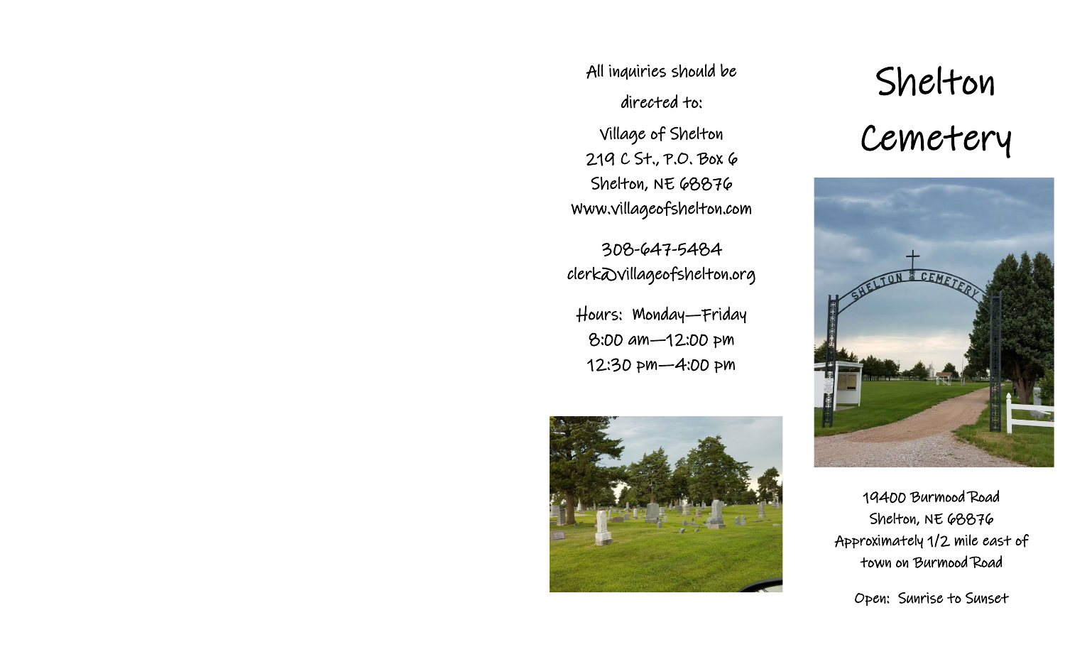All inquiries should be directed to:

Village of Shelton
219 C St., P.O. Box 6
Shelton, NE 68876
Www.villageofshelton.com

308-647-5484
clerk@villageofshelton.org

Hours: Monday—Friday
8:00 am—12:00 pm
12:30 pm—4:00 pm

# Shelton Cemetery

19400 Burmood Road
Shelton, NE 68876
Approximately 1/2 mile east of town on Burmood Road

Open: Sunrise to Sunset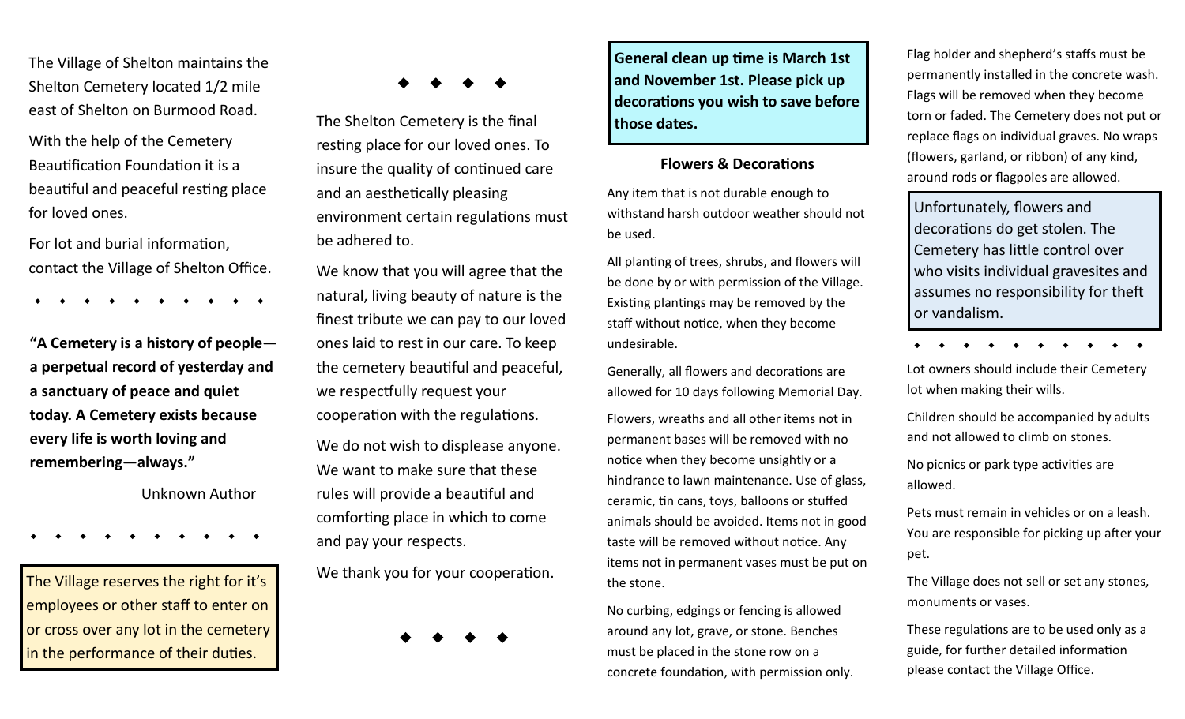The Village of Shelton maintains the Shelton Cemetery located 1/2 mile east of Shelton on Burmood Road.

With the help of the Cemetery Beautification Foundation it is a beautiful and peaceful resting place for loved ones.

For lot and burial information, contact the Village of Shelton Office.

◆ ◆ ◆ ◆ ◆ ◆ ◆ ◆ ◆ ◆

**"A Cemetery is a history of people—a perpetual record of yesterday and a sanctuary of peace and quiet today. A Cemetery exists because every life is worth loving and remembering—always."**

Unknown Author

◆ ◆ ◆ ◆ ◆ ◆ ◆ ◆ ◆ ◆

The Village reserves the right for it's employees or other staff to enter on or cross over any lot in the cemetery in the performance of their duties.

◆ ◆ ◆ ◆

The Shelton Cemetery is the final resting place for our loved ones. To insure the quality of continued care and an aesthetically pleasing environment certain regulations must be adhered to.

We know that you will agree that the natural, living beauty of nature is the finest tribute we can pay to our loved ones laid to rest in our care. To keep the cemetery beautiful and peaceful, we respectfully request your cooperation with the regulations.

We do not wish to displease anyone. We want to make sure that these rules will provide a beautiful and comforting place in which to come and pay your respects.

We thank you for your cooperation.

◆ ◆ ◆ ◆

**General clean up time is March 1st and November 1st. Please pick up decorations you wish to save before those dates.**

### Flowers & Decorations

Any item that is not durable enough to withstand harsh outdoor weather should not be used.

All planting of trees, shrubs, and flowers will be done by or with permission of the Village. Existing plantings may be removed by the staff without notice, when they become undesirable.

Generally, all flowers and decorations are allowed for 10 days following Memorial Day.

Flowers, wreaths and all other items not in permanent bases will be removed with no notice when they become unsightly or a hindrance to lawn maintenance. Use of glass, ceramic, tin cans, toys, balloons or stuffed animals should be avoided. Items not in good taste will be removed without notice. Any items not in permanent vases must be put on the stone.

No curbing, edgings or fencing is allowed around any lot, grave, or stone. Benches must be placed in the stone row on a concrete foundation, with permission only.

Flag holder and shepherd's staffs must be permanently installed in the concrete wash. Flags will be removed when they become torn or faded. The Cemetery does not put or replace flags on individual graves. No wraps (flowers, garland, or ribbon) of any kind, around rods or flagpoles are allowed.

Unfortunately, flowers and decorations do get stolen. The Cemetery has little control over who visits individual gravesites and assumes no responsibility for theft or vandalism.

◆ ◆ ◆ ◆ ◆ ◆ ◆ ◆ ◆ ◆

Lot owners should include their Cemetery lot when making their wills.

Children should be accompanied by adults and not allowed to climb on stones.

No picnics or park type activities are allowed.

Pets must remain in vehicles or on a leash. You are responsible for picking up after your pet.

The Village does not sell or set any stones, monuments or vases.

These regulations are to be used only as a guide, for further detailed information please contact the Village Office.